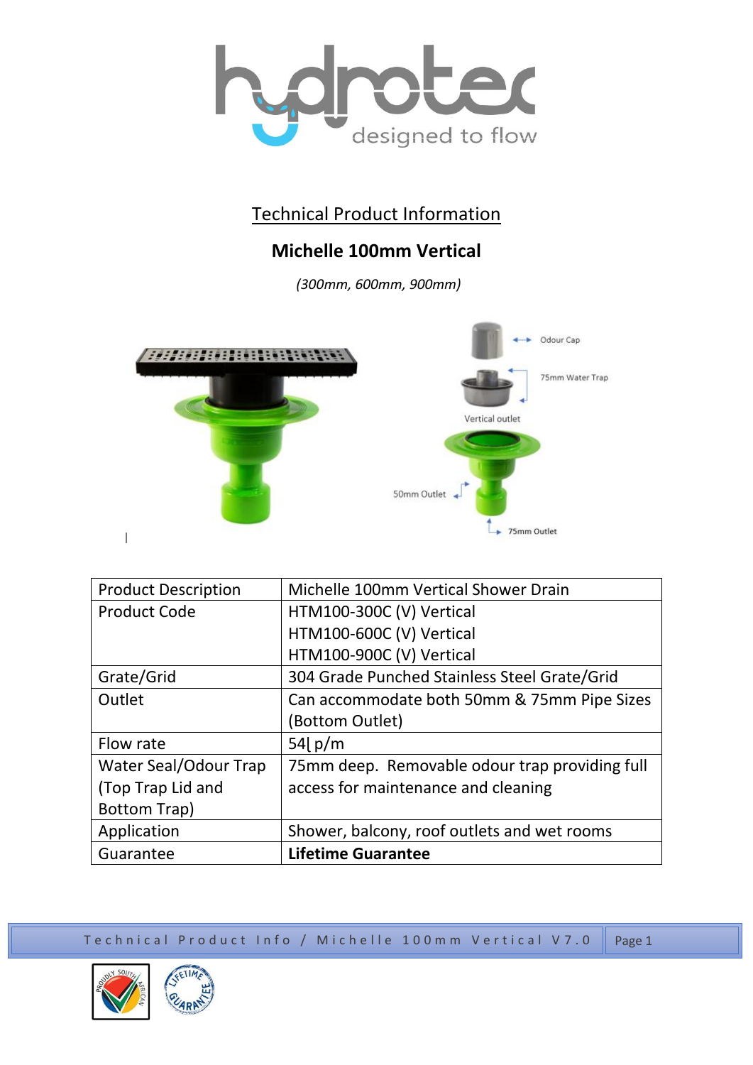# Technical Product Information

## Michelle 100mm Vertical

*(300mm, 600mm, 900mm)*

Odour Cap

75mm Water Trap

Vertical outlet

50mm Outlet

75mm Outlet

| Product Description | Michelle 100mm Vertical Shower Drain |
|---|---|
| Product Code | HTM100-300C (V) Vertical<br>HTM100-600C (V) Vertical<br>HTM100-900C (V) Vertical |
| Grate/Grid | 304 Grade Punched Stainless Steel Grate/Grid |
| Outlet | Can accommodate both 50mm & 75mm Pipe Sizes (Bottom Outlet) |
| Flow rate | 54ℓ p/m |
| Water Seal/Odour Trap (Top Trap Lid and Bottom Trap) | 75mm deep. Removable odour trap providing full access for maintenance and cleaning |
| Application | Shower, balcony, roof outlets and wet rooms |
| Guarantee | **Lifetime Guarantee** |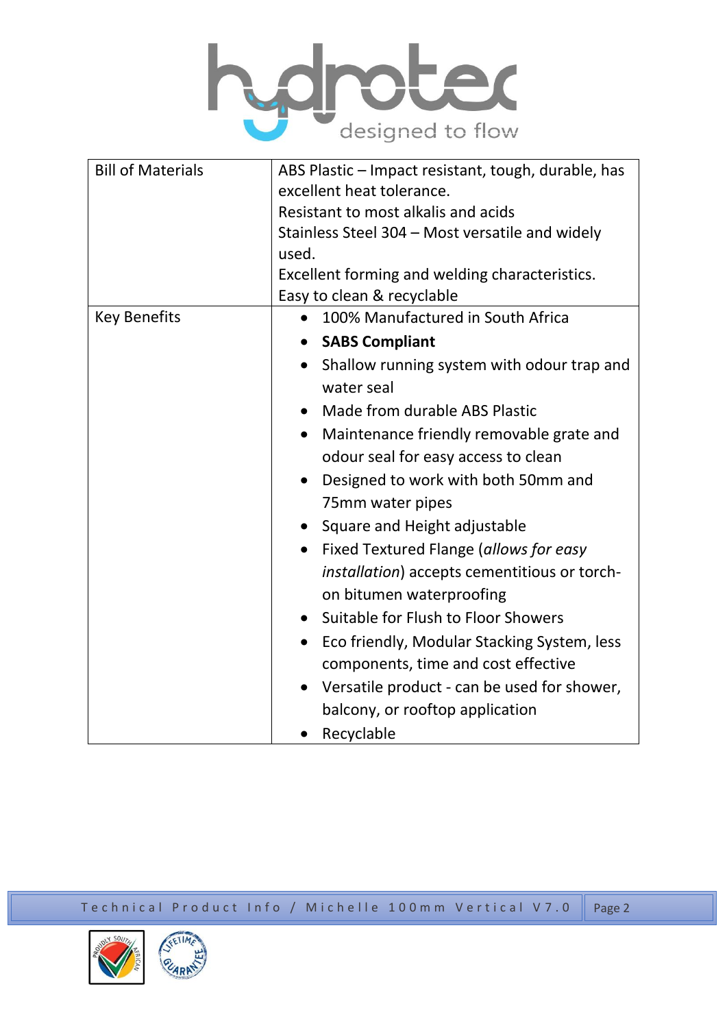| | |
|---|---|
| Bill of Materials | ABS Plastic – Impact resistant, tough, durable, has excellent heat tolerance.<br>Resistant to most alkalis and acids<br>Stainless Steel 304 – Most versatile and widely used.<br>Excellent forming and welding characteristics.<br>Easy to clean & recyclable |
| Key Benefits | • 100% Manufactured in South Africa<br>• **SABS Compliant**<br>• Shallow running system with odour trap and water seal<br>• Made from durable ABS Plastic<br>• Maintenance friendly removable grate and odour seal for easy access to clean<br>• Designed to work with both 50mm and 75mm water pipes<br>• Square and Height adjustable<br>• Fixed Textured Flange (*allows for easy installation*) accepts cementitious or torch-on bitumen waterproofing<br>• Suitable for Flush to Floor Showers<br>• Eco friendly, Modular Stacking System, less components, time and cost effective<br>• Versatile product - can be used for shower, balcony, or rooftop application<br>• Recyclable |